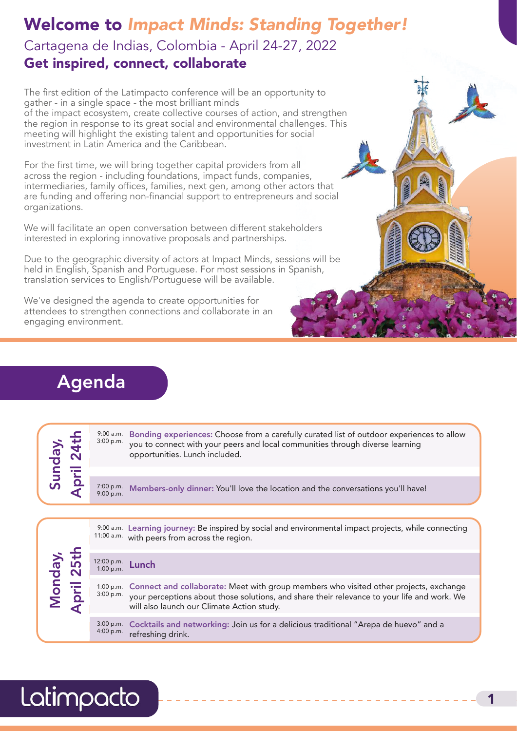# Welcome to *Impact Minds: Standing Together!*

## Cartagena de Indias, Colombia - April 24-27, 2022

## Get inspired, connect, collaborate

The first edition of the Latimpacto conference will be an opportunity to gather - in a single space - the most brilliant minds of the impact ecosystem, create collective courses of action, and strengthen the region in response to its great social and environmental challenges. This meeting will highlight the existing talent and opportunities for social investment in Latin America and the Caribbean.

For the first time, we will bring together capital providers from all across the region - including foundations, impact funds, companies, intermediaries, family offices, families, next gen, among other actors that are funding and offering non-financial support to entrepreneurs and social organizations.

We will facilitate an open conversation between different stakeholders interested in exploring innovative proposals and partnerships.

Due to the geographic diversity of actors at Impact Minds, sessions will be held in English, Spanish and Portuguese. For most sessions in Spanish, translation services to English/Portuguese will be available.

We've designed the agenda to create opportunities for attendees to strengthen connections and collaborate in an engaging environment.

## Agenda

### Sunday, April 24th

| Time | Activity |
|---|---|
| 9:00 a.m. 3:00 p.m. | **Bonding experiences:** Choose from a carefully curated list of outdoor experiences to allow you to connect with your peers and local communities through diverse learning opportunities. Lunch included. |
| 7:00 p.m. 9:00 p.m. | **Members-only dinner:** You'll love the location and the conversations you'll have! |

### Monday, April 25th

| Time | Activity |
|---|---|
| 9:00 a.m. 11:00 a.m. | **Learning journey:** Be inspired by social and environmental impact projects, while connecting with peers from across the region. |
| 12:00 p.m. 1:00 p.m. | **Lunch** |
| 1:00 p.m. 3:00 p.m. | **Connect and collaborate:** Meet with group members who visited other projects, exchange your perceptions about those solutions, and share their relevance to your life and work. We will also launch our Climate Action study. |
| 3:00 p.m. 4:00 p.m. | **Cocktails and networking:** Join us for a delicious traditional "Arepa de huevo" and a refreshing drink. |

Latimpacto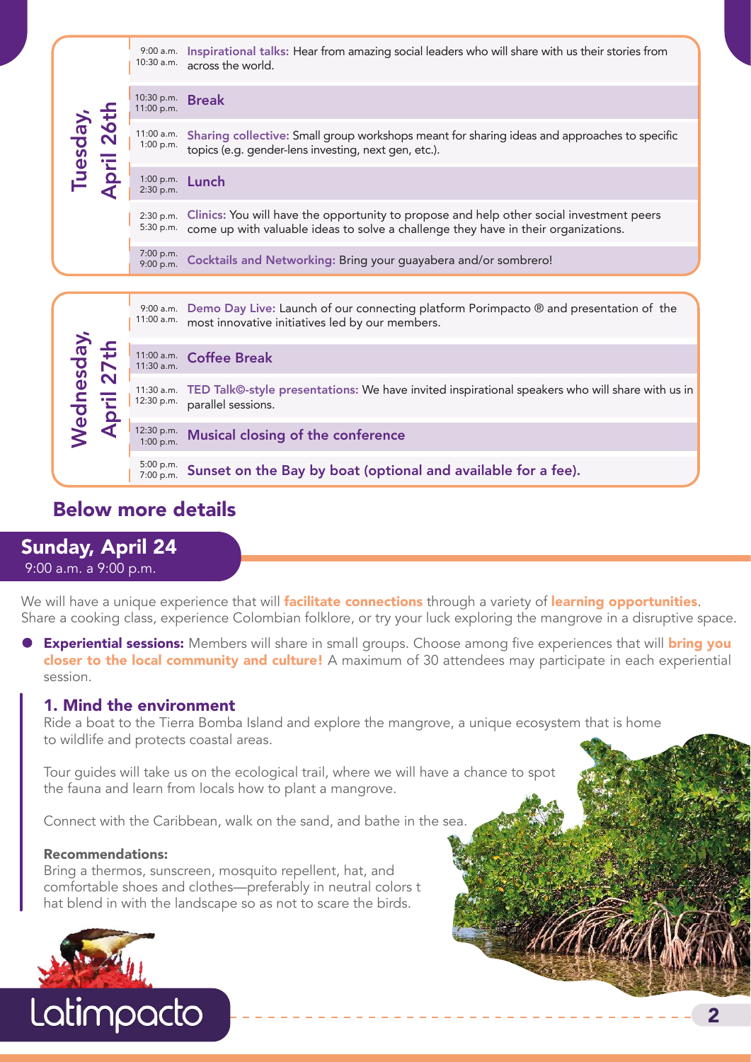## Tuesday, April 26th

| Time | Activity |
| --- | --- |
| 9:00 a.m. 10:30 a.m. | **Inspirational talks:** Hear from amazing social leaders who will share with us their stories from across the world. |
| 10:30 p.m. 11:00 p.m. | **Break** |
| 11:00 a.m. 1:00 p.m. | **Sharing collective:** Small group workshops meant for sharing ideas and approaches to specific topics (e.g. gender-lens investing, next gen, etc.). |
| 1:00 p.m. 2:30 p.m. | **Lunch** |
| 2:30 p.m. 5:30 p.m. | **Clinics:** You will have the opportunity to propose and help other social investment peers come up with valuable ideas to solve a challenge they have in their organizations. |
| 7:00 p.m. 9:00 p.m. | **Cocktails and Networking:** Bring your guayabera and/or sombrero! |

## Wednesday, April 27th

| Time | Activity |
| --- | --- |
| 9:00 a.m. 11:00 a.m. | **Demo Day Live:** Launch of our connecting platform Porimpacto ® and presentation of the most innovative initiatives led by our members. |
| 11:00 a.m. 11:30 a.m. | **Coffee Break** |
| 11:30 a.m. 12:30 p.m. | **TED Talk©-style presentations:** We have invited inspirational speakers who will share with us in parallel sessions. |
| 12:30 p.m. 1:00 p.m. | **Musical closing of the conference** |
| 5:00 p.m. 7:00 p.m. | **Sunset on the Bay by boat (optional and available for a fee).** |

# Below more details

## Sunday, April 24

9:00 a.m. a 9:00 p.m.

We will have a unique experience that will **facilitate connections** through a variety of **learning opportunities**. Share a cooking class, experience Colombian folklore, or try your luck exploring the mangrove in a disruptive space.

- **Experiential sessions:** Members will share in small groups. Choose among five experiences that will **bring you closer to the local community and culture!** A maximum of 30 attendees may participate in each experiential session.

### 1. Mind the environment

Ride a boat to the Tierra Bomba Island and explore the mangrove, a unique ecosystem that is home to wildlife and protects coastal areas.

Tour guides will take us on the ecological trail, where we will have a chance to spot the fauna and learn from locals how to plant a mangrove.

Connect with the Caribbean, walk on the sand, and bathe in the sea.

**Recommendations:**

Bring a thermos, sunscreen, mosquito repellent, hat, and comfortable shoes and clothes—preferably in neutral colors t hat blend in with the landscape so as not to scare the birds.

Latimpacto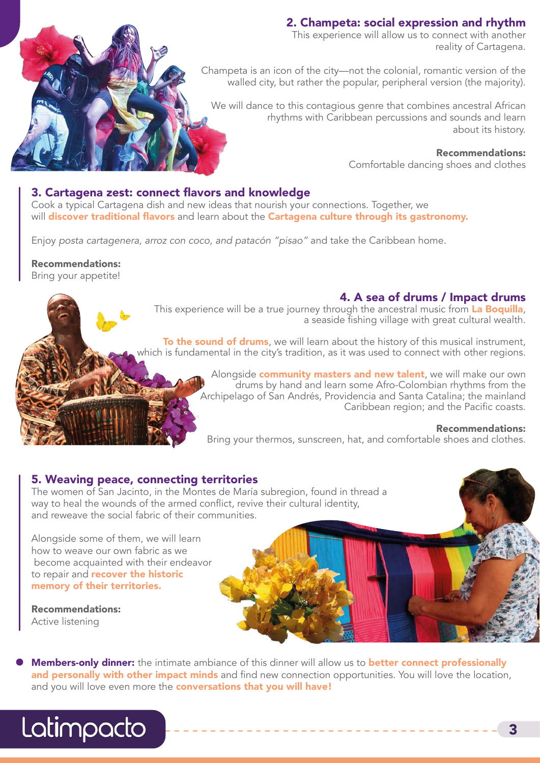## 2. Champeta: social expression and rhythm

This experience will allow us to connect with another reality of Cartagena.

Champeta is an icon of the city—not the colonial, romantic version of the walled city, but rather the popular, peripheral version (the majority).

We will dance to this contagious genre that combines ancestral African rhythms with Caribbean percussions and sounds and learn about its history.

**Recommendations:**
Comfortable dancing shoes and clothes

## 3. Cartagena zest: connect flavors and knowledge

Cook a typical Cartagena dish and new ideas that nourish your connections. Together, we will **discover traditional flavors** and learn about the **Cartagena culture through its gastronomy.**

Enjoy *posta cartagenera, arroz con coco, and patacón "pisao"* and take the Caribbean home.

**Recommendations:**
Bring your appetite!

## 4. A sea of drums / Impact drums

This experience will be a true journey through the ancestral music from **La Boquilla**, a seaside fishing village with great cultural wealth.

**To the sound of drums**, we will learn about the history of this musical instrument, which is fundamental in the city's tradition, as it was used to connect with other regions.

Alongside **community masters and new talent**, we will make our own drums by hand and learn some Afro-Colombian rhythms from the Archipelago of San Andrés, Providencia and Santa Catalina; the mainland Caribbean region; and the Pacific coasts.

**Recommendations:**
Bring your thermos, sunscreen, hat, and comfortable shoes and clothes.

## 5. Weaving peace, connecting territories

The women of San Jacinto, in the Montes de María subregion, found in thread a way to heal the wounds of the armed conflict, revive their cultural identity, and reweave the social fabric of their communities.

Alongside some of them, we will learn how to weave our own fabric as we become acquainted with their endeavor to repair and **recover the historic memory of their territories.**

**Recommendations:**
Active listening

- **Members-only dinner:** the intimate ambiance of this dinner will allow us to **better connect professionally and personally with other impact minds** and find new connection opportunities. You will love the location, and you will love even more the **conversations that you will have!**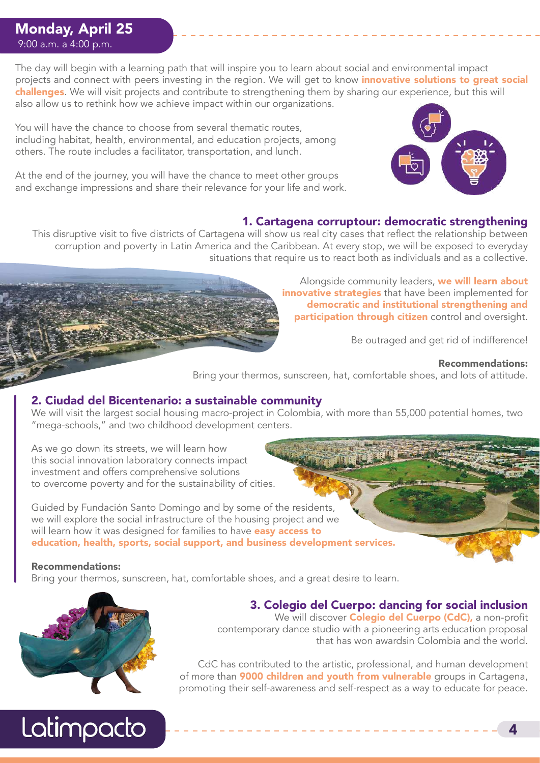## Monday, April 25

9:00 a.m. a 4:00 p.m.

The day will begin with a learning path that will inspire you to learn about social and environmental impact projects and connect with peers investing in the region. We will get to know **innovative solutions to great social challenges**. We will visit projects and contribute to strengthening them by sharing our experience, but this will also allow us to rethink how we achieve impact within our organizations.

You will have the chance to choose from several thematic routes, including habitat, health, environmental, and education projects, among others. The route includes a facilitator, transportation, and lunch.

At the end of the journey, you will have the chance to meet other groups and exchange impressions and share their relevance for your life and work.

### 1. Cartagena corruptour: democratic strengthening

This disruptive visit to five districts of Cartagena will show us real city cases that reflect the relationship between corruption and poverty in Latin America and the Caribbean. At every stop, we will be exposed to everyday situations that require us to react both as individuals and as a collective.

Alongside community leaders, **we will learn about innovative strategies** that have been implemented for **democratic and institutional strengthening and participation through citizen** control and oversight.

Be outraged and get rid of indifference!

**Recommendations:**
Bring your thermos, sunscreen, hat, comfortable shoes, and lots of attitude.

### 2. Ciudad del Bicentenario: a sustainable community

We will visit the largest social housing macro-project in Colombia, with more than 55,000 potential homes, two "mega-schools," and two childhood development centers.

As we go down its streets, we will learn how this social innovation laboratory connects impact investment and offers comprehensive solutions to overcome poverty and for the sustainability of cities.

Guided by Fundación Santo Domingo and by some of the residents, we will explore the social infrastructure of the housing project and we will learn how it was designed for families to have **easy access to education, health, sports, social support, and business development services.**

**Recommendations:**
Bring your thermos, sunscreen, hat, comfortable shoes, and a great desire to learn.

### 3. Colegio del Cuerpo: dancing for social inclusion

We will discover **Colegio del Cuerpo (CdC),** a non-profit contemporary dance studio with a pioneering arts education proposal that has won awardsin Colombia and the world.

CdC has contributed to the artistic, professional, and human development of more than **9000 children and youth from vulnerable** groups in Cartagena, promoting their self-awareness and self-respect as a way to educate for peace.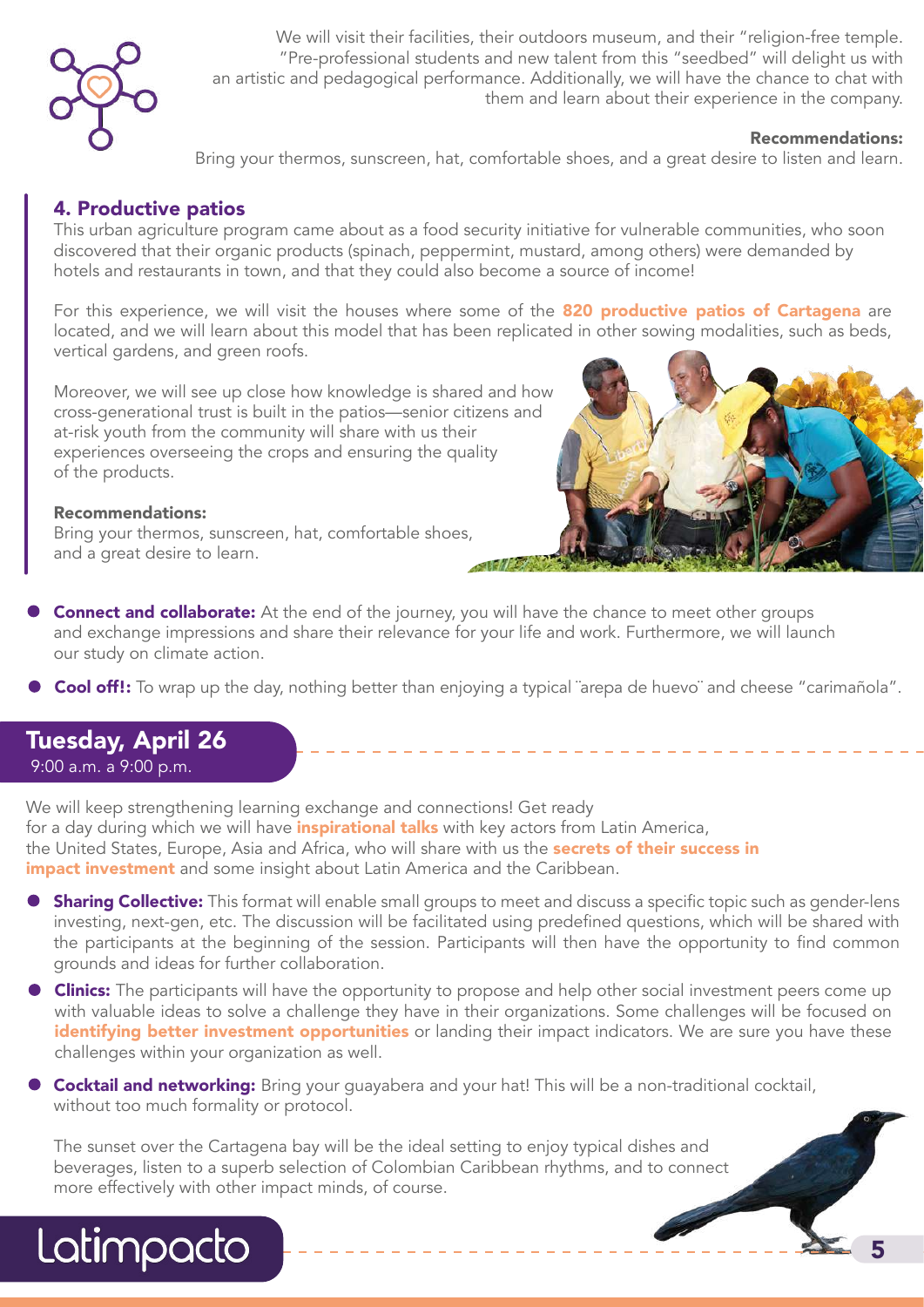We will visit their facilities, their outdoors museum, and their "religion-free temple. "Pre-professional students and new talent from this "seedbed" will delight us with an artistic and pedagogical performance. Additionally, we will have the chance to chat with them and learn about their experience in the company.

**Recommendations:**

Bring your thermos, sunscreen, hat, comfortable shoes, and a great desire to listen and learn.

### 4. Productive patios

This urban agriculture program came about as a food security initiative for vulnerable communities, who soon discovered that their organic products (spinach, peppermint, mustard, among others) were demanded by hotels and restaurants in town, and that they could also become a source of income!

For this experience, we will visit the houses where some of the **820 productive patios of Cartagena** are located, and we will learn about this model that has been replicated in other sowing modalities, such as beds, vertical gardens, and green roofs.

Moreover, we will see up close how knowledge is shared and how cross-generational trust is built in the patios—senior citizens and at-risk youth from the community will share with us their experiences overseeing the crops and ensuring the quality of the products.

**Recommendations:**

Bring your thermos, sunscreen, hat, comfortable shoes, and a great desire to learn.

- **Connect and collaborate:** At the end of the journey, you will have the chance to meet other groups and exchange impressions and share their relevance for your life and work. Furthermore, we will launch our study on climate action.
- **Cool off!:** To wrap up the day, nothing better than enjoying a typical ¨arepa de huevo¨ and cheese "carimañola".

## Tuesday, April 26

9:00 a.m. a 9:00 p.m.

We will keep strengthening learning exchange and connections! Get ready for a day during which we will have **inspirational talks** with key actors from Latin America, the United States, Europe, Asia and Africa, who will share with us the **secrets of their success in impact investment** and some insight about Latin America and the Caribbean.

- **Sharing Collective:** This format will enable small groups to meet and discuss a specific topic such as gender-lens investing, next-gen, etc. The discussion will be facilitated using predefined questions, which will be shared with the participants at the beginning of the session. Participants will then have the opportunity to find common grounds and ideas for further collaboration.
- **Clinics:** The participants will have the opportunity to propose and help other social investment peers come up with valuable ideas to solve a challenge they have in their organizations. Some challenges will be focused on **identifying better investment opportunities** or landing their impact indicators. We are sure you have these challenges within your organization as well.
- **Cocktail and networking:** Bring your guayabera and your hat! This will be a non-traditional cocktail, without too much formality or protocol.

  The sunset over the Cartagena bay will be the ideal setting to enjoy typical dishes and beverages, listen to a superb selection of Colombian Caribbean rhythms, and to connect more effectively with other impact minds, of course.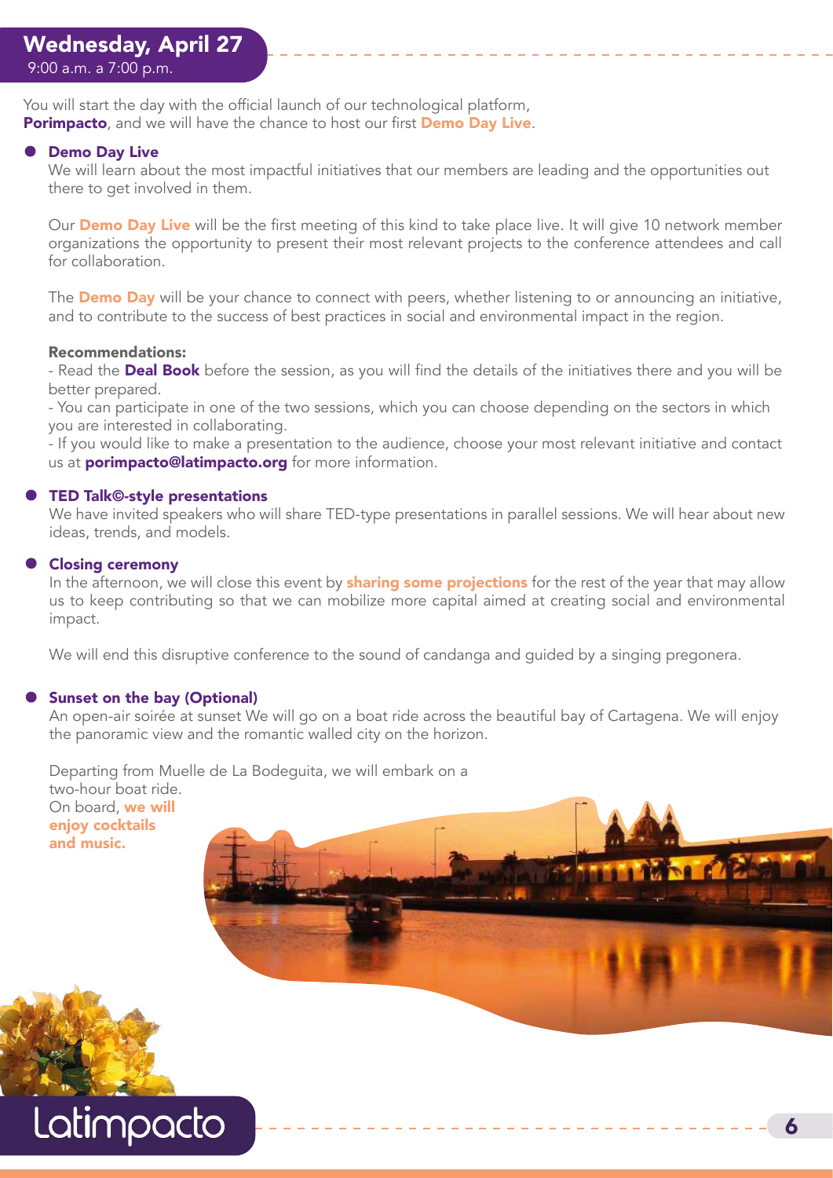## Wednesday, April 27

9:00 a.m. a 7:00 p.m.

You will start the day with the official launch of our technological platform, **Porimpacto**, and we will have the chance to host our first **Demo Day Live**.

- **Demo Day Live**

  We will learn about the most impactful initiatives that our members are leading and the opportunities out there to get involved in them.

  Our **Demo Day Live** will be the first meeting of this kind to take place live. It will give 10 network member organizations the opportunity to present their most relevant projects to the conference attendees and call for collaboration.

  The **Demo Day** will be your chance to connect with peers, whether listening to or announcing an initiative, and to contribute to the success of best practices in social and environmental impact in the region.

  **Recommendations:**

  - Read the **Deal Book** before the session, as you will find the details of the initiatives there and you will be better prepared.
  - You can participate in one of the two sessions, which you can choose depending on the sectors in which you are interested in collaborating.
  - If you would like to make a presentation to the audience, choose your most relevant initiative and contact us at **porimpacto@latimpacto.org** for more information.

- **TED Talk©-style presentations**

  We have invited speakers who will share TED-type presentations in parallel sessions. We will hear about new ideas, trends, and models.

- **Closing ceremony**

  In the afternoon, we will close this event by **sharing some projections** for the rest of the year that may allow us to keep contributing so that we can mobilize more capital aimed at creating social and environmental impact.

  We will end this disruptive conference to the sound of candanga and guided by a singing pregonera.

- **Sunset on the bay (Optional)**

  An open-air soirée at sunset We will go on a boat ride across the beautiful bay of Cartagena. We will enjoy the panoramic view and the romantic walled city on the horizon.

  Departing from Muelle de La Bodeguita, we will embark on a two-hour boat ride. On board, **we will enjoy cocktails and music.**

Latimpacto